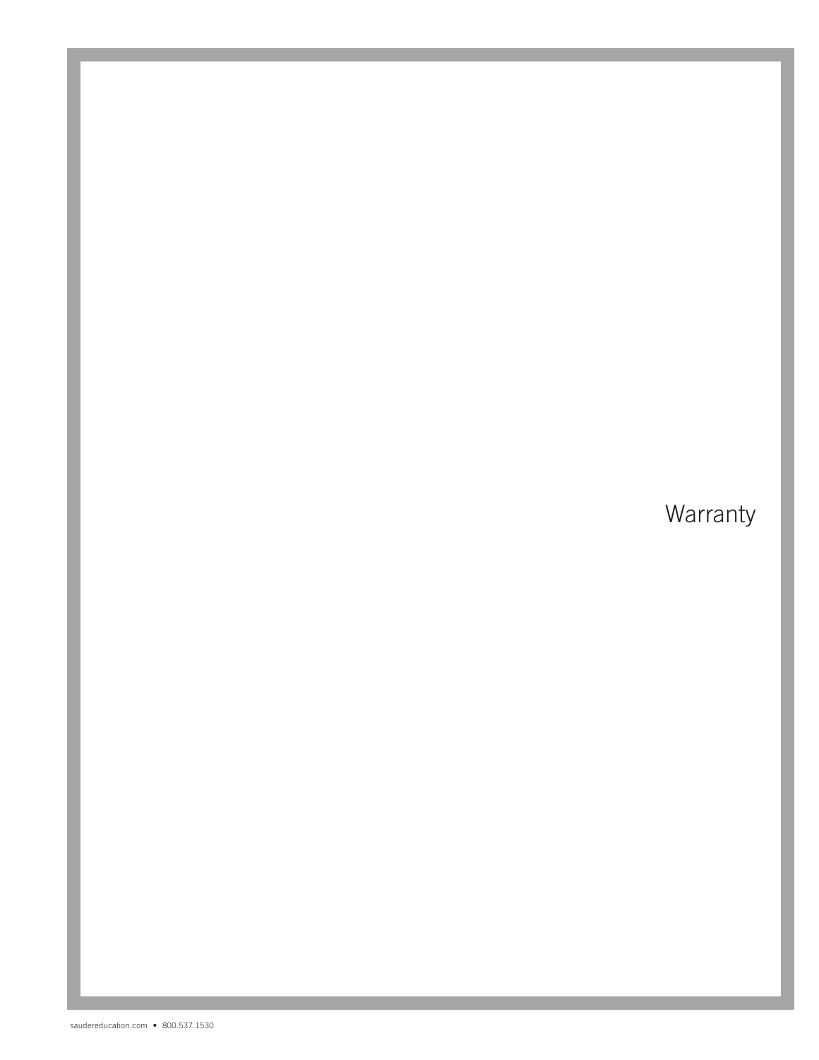# Warranty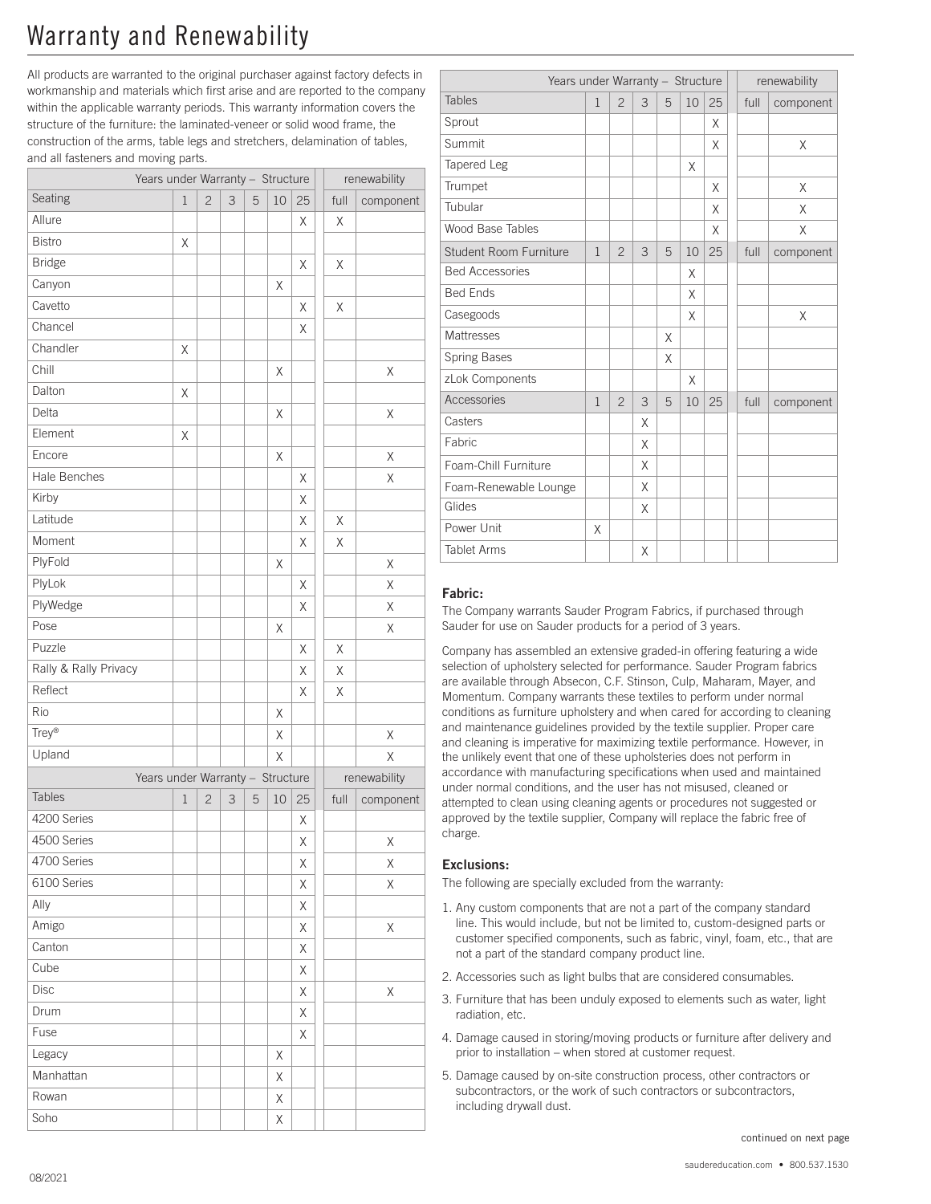# Warranty and Renewability

All products are warranted to the original purchaser against factory defects in workmanship and materials which first arise and are reported to the company within the applicable warranty periods. This warranty information covers the structure of the furniture: the laminated-veneer or solid wood frame, the construction of the arms, table legs and stretchers, delamination of tables, and all fasteners and moving parts.

| Years under Warranty – Structure | | | | | | | renewability | |
|---|---|---|---|---|---|---|---|---|
| Seating | 1 | 2 | 3 | 5 | 10 | 25 | full | component |
| Allure | | | | | | X | X | |
| Bistro | X | | | | | | | |
| Bridge | | | | | | X | X | |
| Canyon | | | | | X | | | |
| Cavetto | | | | | | X | X | |
| Chancel | | | | | | X | | |
| Chandler | X | | | | | | | |
| Chill | | | | | X | | | X |
| Dalton | X | | | | | | | |
| Delta | | | | | X | | | X |
| Element | X | | | | | | | |
| Encore | | | | | X | | | X |
| Hale Benches | | | | | | X | | X |
| Kirby | | | | | | X | | |
| Latitude | | | | | | X | X | |
| Moment | | | | | | X | X | |
| PlyFold | | | | | X | | | X |
| PlyLok | | | | | | X | | X |
| PlyWedge | | | | | | X | | X |
| Pose | | | | | X | | | X |
| Puzzle | | | | | | X | X | |
| Rally & Rally Privacy | | | | | | X | X | |
| Reflect | | | | | | X | X | |
| Rio | | | | | X | | | |
| Trey® | | | | | X | | | X |
| Upland | | | | | X | | | X |

| Years under Warranty – Structure | | | | | | | renewability | |
|---|---|---|---|---|---|---|---|---|
| Tables | 1 | 2 | 3 | 5 | 10 | 25 | full | component |
| 4200 Series | | | | | | X | | |
| 4500 Series | | | | | | X | | X |
| 4700 Series | | | | | | X | | X |
| 6100 Series | | | | | | X | | X |
| Ally | | | | | | X | | |
| Amigo | | | | | | X | | X |
| Canton | | | | | | X | | |
| Cube | | | | | | X | | |
| Disc | | | | | | X | | X |
| Drum | | | | | | X | | |
| Fuse | | | | | | X | | |
| Legacy | | | | | X | | | |
| Manhattan | | | | | X | | | |
| Rowan | | | | | X | | | |
| Soho | | | | | X | | | |
| Sprout | | | | | | X | | |
| Summit | | | | | | X | | X |
| Tapered Leg | | | | | X | | | |
| Trumpet | | | | | | X | | X |
| Tubular | | | | | | X | | X |
| Wood Base Tables | | | | | | X | | X |
| Student Room Furniture | 1 | 2 | 3 | 5 | 10 | 25 | full | component |
| Bed Accessories | | | | | X | | | |
| Bed Ends | | | | | X | | | |
| Casegoods | | | | | X | | | X |
| Mattresses | | | | X | | | | |
| Spring Bases | | | | X | | | | |
| zLok Components | | | | | X | | | |
| Accessories | 1 | 2 | 3 | 5 | 10 | 25 | full | component |
| Casters | | | X | | | | | |
| Fabric | | | X | | | | | |
| Foam-Chill Furniture | | | X | | | | | |
| Foam-Renewable Lounge | | | X | | | | | |
| Glides | | | X | | | | | |
| Power Unit | X | | | | | | | |
| Tablet Arms | | | X | | | | | |

### Fabric:

The Company warrants Sauder Program Fabrics, if purchased through Sauder for use on Sauder products for a period of 3 years.

Company has assembled an extensive graded-in offering featuring a wide selection of upholstery selected for performance. Sauder Program fabrics are available through Absecon, C.F. Stinson, Culp, Maharam, Mayer, and Momentum. Company warrants these textiles to perform under normal conditions as furniture upholstery and when cared for according to cleaning and maintenance guidelines provided by the textile supplier. Proper care and cleaning is imperative for maximizing textile performance. However, in the unlikely event that one of these upholsteries does not perform in accordance with manufacturing specifications when used and maintained under normal conditions, and the user has not misused, cleaned or attempted to clean using cleaning agents or procedures not suggested or approved by the textile supplier, Company will replace the fabric free of charge.

### Exclusions:

The following are specially excluded from the warranty:

1. Any custom components that are not a part of the company standard line. This would include, but not be limited to, custom-designed parts or customer specified components, such as fabric, vinyl, foam, etc., that are not a part of the standard company product line.
2. Accessories such as light bulbs that are considered consumables.
3. Furniture that has been unduly exposed to elements such as water, light radiation, etc.
4. Damage caused in storing/moving products or furniture after delivery and prior to installation – when stored at customer request.
5. Damage caused by on-site construction process, other contractors or subcontractors, or the work of such contractors or subcontractors, including drywall dust.

continued on next page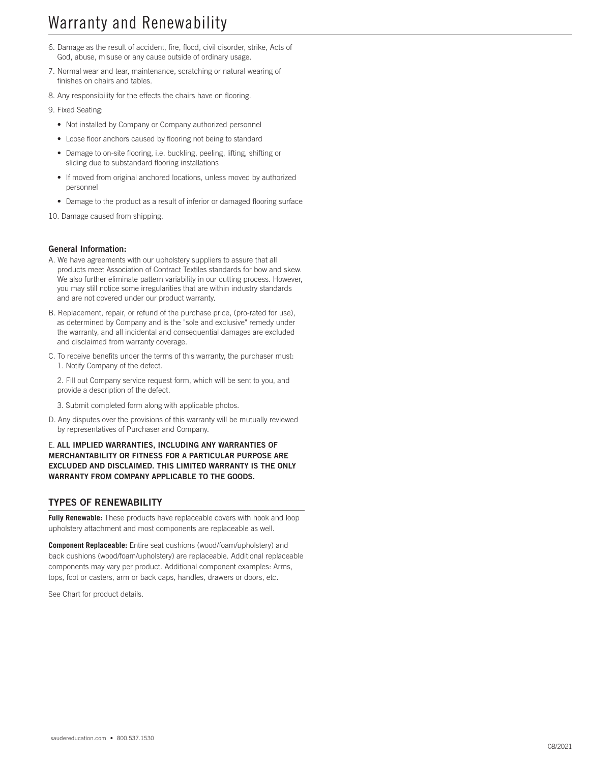# Warranty and Renewability

6. Damage as the result of accident, fire, flood, civil disorder, strike, Acts of God, abuse, misuse or any cause outside of ordinary usage.
7. Normal wear and tear, maintenance, scratching or natural wearing of finishes on chairs and tables.
8. Any responsibility for the effects the chairs have on flooring.
9. Fixed Seating:
   - Not installed by Company or Company authorized personnel
   - Loose floor anchors caused by flooring not being to standard
   - Damage to on-site flooring, i.e. buckling, peeling, lifting, shifting or sliding due to substandard flooring installations
   - If moved from original anchored locations, unless moved by authorized personnel
   - Damage to the product as a result of inferior or damaged flooring surface
10. Damage caused from shipping.

**General Information:**

A. We have agreements with our upholstery suppliers to assure that all products meet Association of Contract Textiles standards for bow and skew. We also further eliminate pattern variability in our cutting process. However, you may still notice some irregularities that are within industry standards and are not covered under our product warranty.

B. Replacement, repair, or refund of the purchase price, (pro-rated for use), as determined by Company and is the "sole and exclusive" remedy under the warranty, and all incidental and consequential damages are excluded and disclaimed from warranty coverage.

C. To receive benefits under the terms of this warranty, the purchaser must:
   1. Notify Company of the defect.
   2. Fill out Company service request form, which will be sent to you, and provide a description of the defect.
   3. Submit completed form along with applicable photos.

D. Any disputes over the provisions of this warranty will be mutually reviewed by representatives of Purchaser and Company.

E. **ALL IMPLIED WARRANTIES, INCLUDING ANY WARRANTIES OF MERCHANTABILITY OR FITNESS FOR A PARTICULAR PURPOSE ARE EXCLUDED AND DISCLAIMED. THIS LIMITED WARRANTY IS THE ONLY WARRANTY FROM COMPANY APPLICABLE TO THE GOODS.**

## TYPES OF RENEWABILITY

**Fully Renewable:** These products have replaceable covers with hook and loop upholstery attachment and most components are replaceable as well.

**Component Replaceable:** Entire seat cushions (wood/foam/upholstery) and back cushions (wood/foam/upholstery) are replaceable. Additional replaceable components may vary per product. Additional component examples: Arms, tops, foot or casters, arm or back caps, handles, drawers or doors, etc.

See Chart for product details.

saudereducation.com • 800.537.1530

08/2021